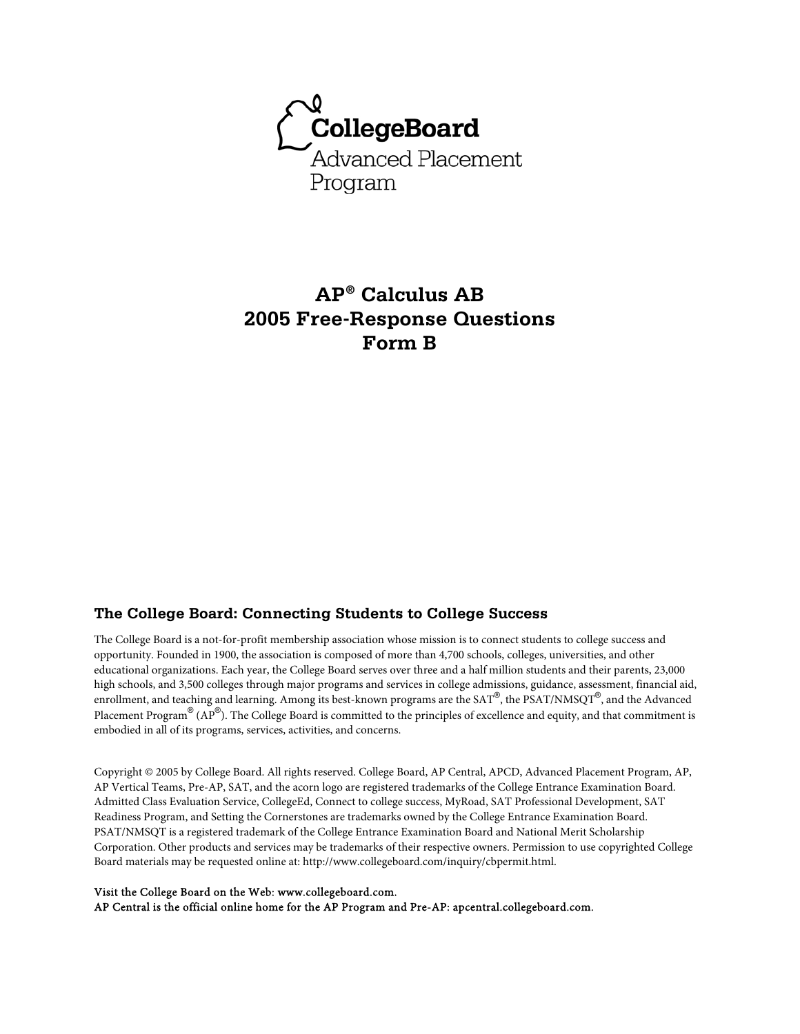CollegeBoard
Advanced Placement
Program

# AP® Calculus AB
# 2005 Free-Response Questions
# Form B

## The College Board: Connecting Students to College Success

The College Board is a not-for-profit membership association whose mission is to connect students to college success and opportunity. Founded in 1900, the association is composed of more than 4,700 schools, colleges, universities, and other educational organizations. Each year, the College Board serves over three and a half million students and their parents, 23,000 high schools, and 3,500 colleges through major programs and services in college admissions, guidance, assessment, financial aid, enrollment, and teaching and learning. Among its best-known programs are the SAT®, the PSAT/NMSQT®, and the Advanced Placement Program® (AP®). The College Board is committed to the principles of excellence and equity, and that commitment is embodied in all of its programs, services, activities, and concerns.

Copyright © 2005 by College Board. All rights reserved. College Board, AP Central, APCD, Advanced Placement Program, AP, AP Vertical Teams, Pre-AP, SAT, and the acorn logo are registered trademarks of the College Entrance Examination Board. Admitted Class Evaluation Service, CollegeEd, Connect to college success, MyRoad, SAT Professional Development, SAT Readiness Program, and Setting the Cornerstones are trademarks owned by the College Entrance Examination Board. PSAT/NMSQT is a registered trademark of the College Entrance Examination Board and National Merit Scholarship Corporation. Other products and services may be trademarks of their respective owners. Permission to use copyrighted College Board materials may be requested online at: http://www.collegeboard.com/inquiry/cbpermit.html.

Visit the College Board on the Web: www.collegeboard.com.
AP Central is the official online home for the AP Program and Pre-AP: apcentral.collegeboard.com.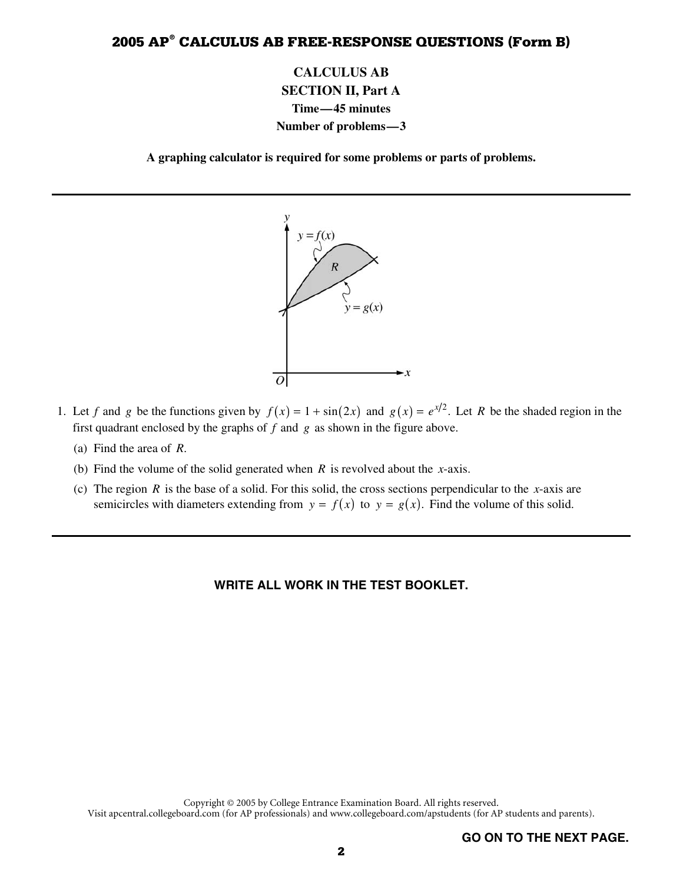# CALCULUS AB

## SECTION II, Part A

**Time—45 minutes**

**Number of problems—3**

**A graphing calculator is required for some problems or parts of problems.**

---

1. Let $f$ and $g$ be the functions given by $f(x) = 1 + \sin(2x)$ and $g(x) = e^{x/2}$. Let $R$ be the shaded region in the first quadrant enclosed by the graphs of $f$ and $g$ as shown in the figure above.

   (a) Find the area of $R$.

   (b) Find the volume of the solid generated when $R$ is revolved about the $x$-axis.

   (c) The region $R$ is the base of a solid. For this solid, the cross sections perpendicular to the $x$-axis are semicircles with diameters extending from $y = f(x)$ to $y = g(x)$. Find the volume of this solid.

---

**WRITE ALL WORK IN THE TEST BOOKLET.**

Copyright © 2005 by College Entrance Examination Board. All rights reserved.
Visit apcentral.collegeboard.com (for AP professionals) and www.collegeboard.com/apstudents (for AP students and parents).

**GO ON TO THE NEXT PAGE.**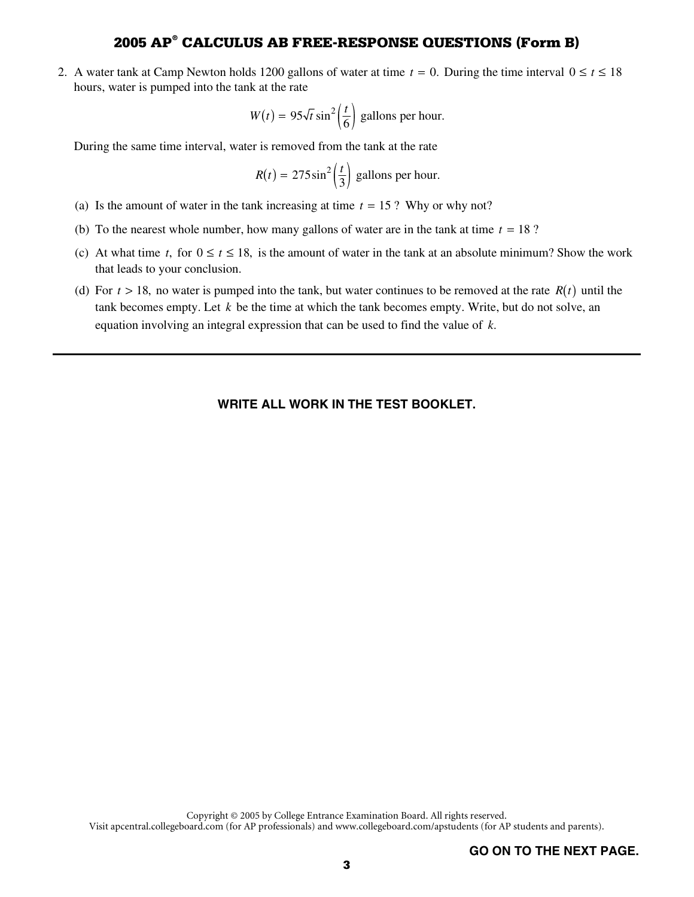2. A water tank at Camp Newton holds 1200 gallons of water at time $t = 0$. During the time interval $0 \le t \le 18$ hours, water is pumped into the tank at the rate

$$W(t) = 95\sqrt{t}\sin^2\left(\frac{t}{6}\right) \text{ gallons per hour.}$$

During the same time interval, water is removed from the tank at the rate

$$R(t) = 275\sin^2\left(\frac{t}{3}\right) \text{ gallons per hour.}$$

(a) Is the amount of water in the tank increasing at time $t = 15$ ? Why or why not?

(b) To the nearest whole number, how many gallons of water are in the tank at time $t = 18$ ?

(c) At what time $t$, for $0 \le t \le 18$, is the amount of water in the tank at an absolute minimum? Show the work that leads to your conclusion.

(d) For $t > 18$, no water is pumped into the tank, but water continues to be removed at the rate $R(t)$ until the tank becomes empty. Let $k$ be the time at which the tank becomes empty. Write, but do not solve, an equation involving an integral expression that can be used to find the value of $k$.

---

**WRITE ALL WORK IN THE TEST BOOKLET.**

Copyright © 2005 by College Entrance Examination Board. All rights reserved.
Visit apcentral.collegeboard.com (for AP professionals) and www.collegeboard.com/apstudents (for AP students and parents).

**GO ON TO THE NEXT PAGE.**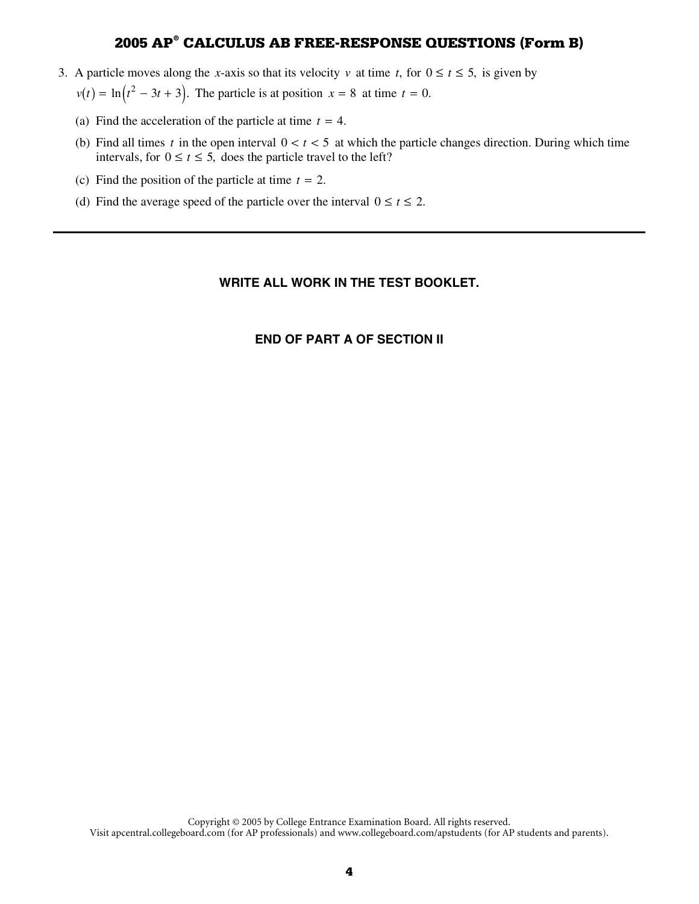3. A particle moves along the $x$-axis so that its velocity $v$ at time $t$, for $0 \le t \le 5$, is given by $v(t) = \ln\left(t^2 - 3t + 3\right)$. The particle is at position $x = 8$ at time $t = 0$.

   (a) Find the acceleration of the particle at time $t = 4$.

   (b) Find all times $t$ in the open interval $0 < t < 5$ at which the particle changes direction. During which time intervals, for $0 \le t \le 5$, does the particle travel to the left?

   (c) Find the position of the particle at time $t = 2$.

   (d) Find the average speed of the particle over the interval $0 \le t \le 2$.

---

**WRITE ALL WORK IN THE TEST BOOKLET.**

**END OF PART A OF SECTION II**

Copyright © 2005 by College Entrance Examination Board. All rights reserved.
Visit apcentral.collegeboard.com (for AP professionals) and www.collegeboard.com/apstudents (for AP students and parents).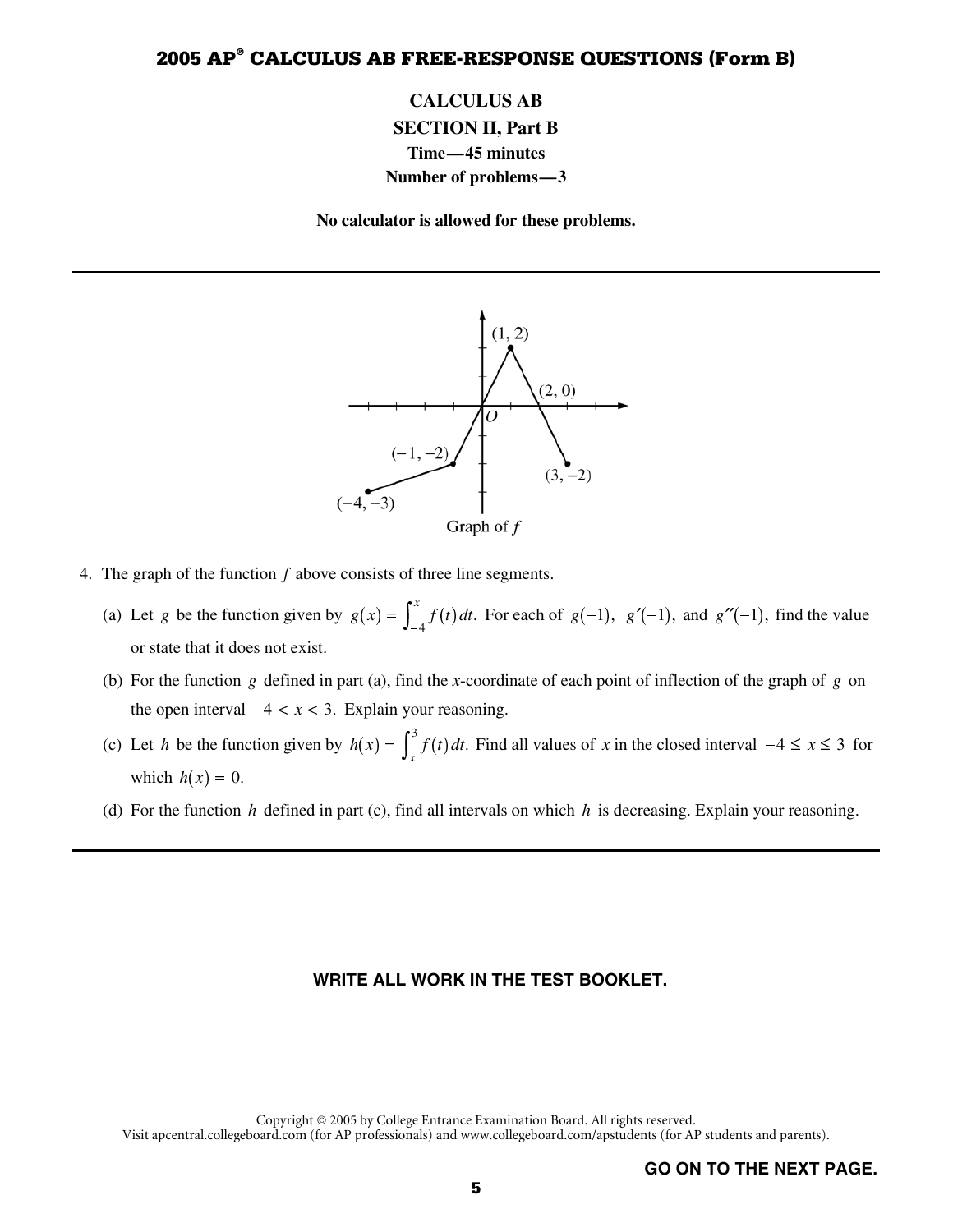# CALCULUS AB

## SECTION II, Part B

**Time—45 minutes**

**Number of problems—3**

**No calculator is allowed for these problems.**

---

(1, 2)

(2, 0)

$O$

(−1, −2)

(3, −2)

(−4, −3)

Graph of $f$

4. The graph of the function $f$ above consists of three line segments.

   (a) Let $g$ be the function given by $g(x) = \int_{-4}^{x} f(t)\,dt$. For each of $g(-1)$, $g'(-1)$, and $g''(-1)$, find the value or state that it does not exist.

   (b) For the function $g$ defined in part (a), find the $x$-coordinate of each point of inflection of the graph of $g$ on the open interval $-4 < x < 3$. Explain your reasoning.

   (c) Let $h$ be the function given by $h(x) = \int_{x}^{3} f(t)\,dt$. Find all values of $x$ in the closed interval $-4 \le x \le 3$ for which $h(x) = 0$.

   (d) For the function $h$ defined in part (c), find all intervals on which $h$ is decreasing. Explain your reasoning.

---

**WRITE ALL WORK IN THE TEST BOOKLET.**

Copyright © 2005 by College Entrance Examination Board. All rights reserved.
Visit apcentral.collegeboard.com (for AP professionals) and www.collegeboard.com/apstudents (for AP students and parents).

**GO ON TO THE NEXT PAGE.**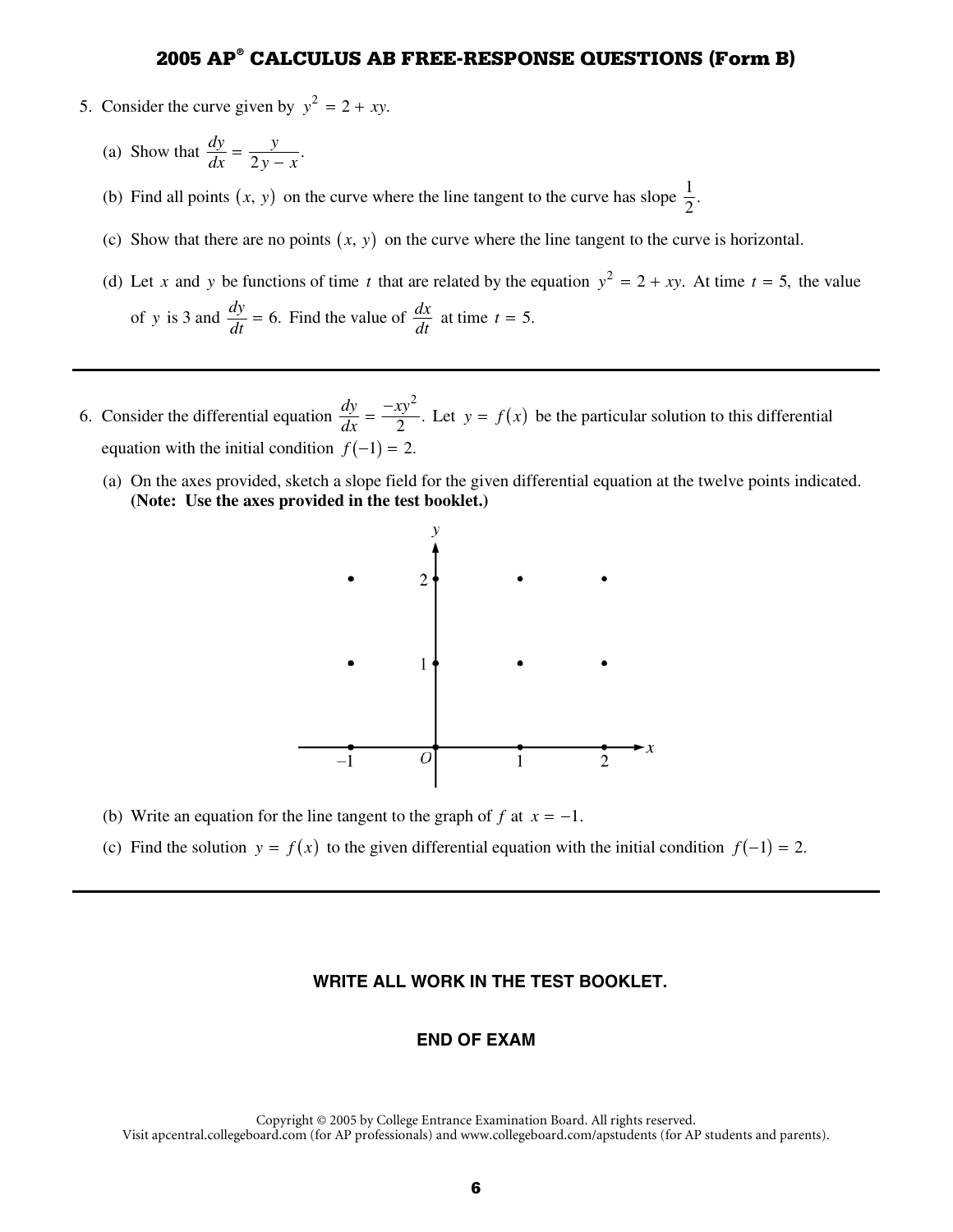5. Consider the curve given by $y^2 = 2 + xy$.

   (a) Show that $\frac{dy}{dx} = \frac{y}{2y - x}$.

   (b) Find all points $(x, y)$ on the curve where the line tangent to the curve has slope $\frac{1}{2}$.

   (c) Show that there are no points $(x, y)$ on the curve where the line tangent to the curve is horizontal.

   (d) Let $x$ and $y$ be functions of time $t$ that are related by the equation $y^2 = 2 + xy$. At time $t = 5$, the value of $y$ is 3 and $\frac{dy}{dt} = 6$. Find the value of $\frac{dx}{dt}$ at time $t = 5$.

---

6. Consider the differential equation $\frac{dy}{dx} = \frac{-xy^2}{2}$. Let $y = f(x)$ be the particular solution to this differential equation with the initial condition $f(-1) = 2$.

   (a) On the axes provided, sketch a slope field for the given differential equation at the twelve points indicated. **(Note: Use the axes provided in the test booklet.)**

   y
   2
   1
   −1
   O
   1
   2
   x

   (b) Write an equation for the line tangent to the graph of $f$ at $x = -1$.

   (c) Find the solution $y = f(x)$ to the given differential equation with the initial condition $f(-1) = 2$.

---

**WRITE ALL WORK IN THE TEST BOOKLET.**

**END OF EXAM**

Copyright © 2005 by College Entrance Examination Board. All rights reserved.
Visit apcentral.collegeboard.com (for AP professionals) and www.collegeboard.com/apstudents (for AP students and parents).